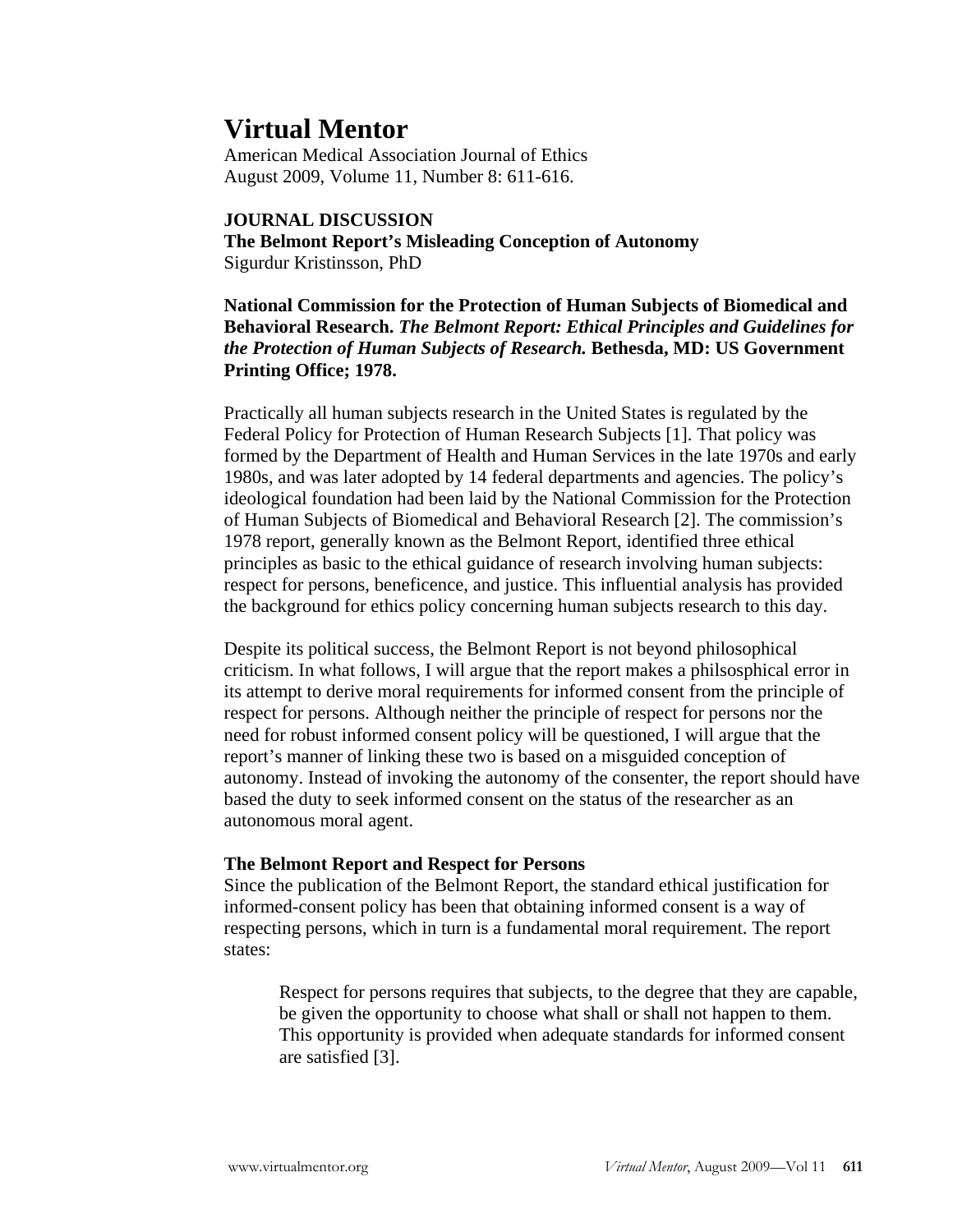# Virtual Mentor

American Medical Association Journal of Ethics
August 2009, Volume 11, Number 8: 611-616.

**JOURNAL DISCUSSION**
**The Belmont Report's Misleading Conception of Autonomy**
Sigurdur Kristinsson, PhD

**National Commission for the Protection of Human Subjects of Biomedical and Behavioral Research. *The Belmont Report: Ethical Principles and Guidelines for the Protection of Human Subjects of Research.* Bethesda, MD: US Government Printing Office; 1978.**

Practically all human subjects research in the United States is regulated by the Federal Policy for Protection of Human Research Subjects [1]. That policy was formed by the Department of Health and Human Services in the late 1970s and early 1980s, and was later adopted by 14 federal departments and agencies. The policy's ideological foundation had been laid by the National Commission for the Protection of Human Subjects of Biomedical and Behavioral Research [2]. The commission's 1978 report, generally known as the Belmont Report, identified three ethical principles as basic to the ethical guidance of research involving human subjects: respect for persons, beneficence, and justice. This influential analysis has provided the background for ethics policy concerning human subjects research to this day.

Despite its political success, the Belmont Report is not beyond philosophical criticism. In what follows, I will argue that the report makes a philsosphical error in its attempt to derive moral requirements for informed consent from the principle of respect for persons. Although neither the principle of respect for persons nor the need for robust informed consent policy will be questioned, I will argue that the report's manner of linking these two is based on a misguided conception of autonomy. Instead of invoking the autonomy of the consenter, the report should have based the duty to seek informed consent on the status of the researcher as an autonomous moral agent.

### The Belmont Report and Respect for Persons

Since the publication of the Belmont Report, the standard ethical justification for informed-consent policy has been that obtaining informed consent is a way of respecting persons, which in turn is a fundamental moral requirement. The report states:

> Respect for persons requires that subjects, to the degree that they are capable, be given the opportunity to choose what shall or shall not happen to them. This opportunity is provided when adequate standards for informed consent are satisfied [3].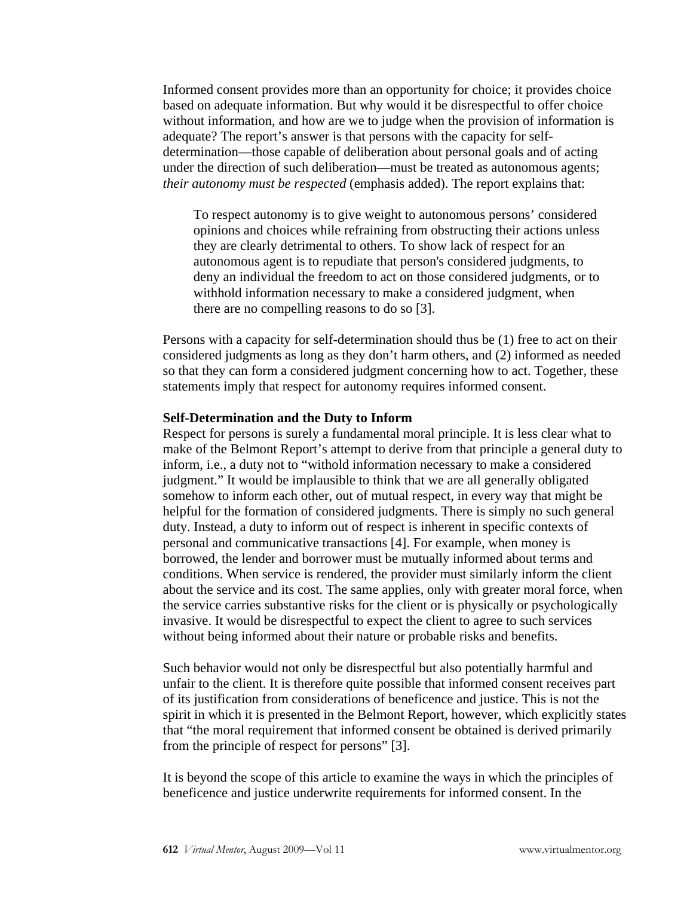Informed consent provides more than an opportunity for choice; it provides choice based on adequate information. But why would it be disrespectful to offer choice without information, and how are we to judge when the provision of information is adequate? The report's answer is that persons with the capacity for self-determination—those capable of deliberation about personal goals and of acting under the direction of such deliberation—must be treated as autonomous agents; *their autonomy must be respected* (emphasis added). The report explains that:

> To respect autonomy is to give weight to autonomous persons' considered opinions and choices while refraining from obstructing their actions unless they are clearly detrimental to others. To show lack of respect for an autonomous agent is to repudiate that person's considered judgments, to deny an individual the freedom to act on those considered judgments, or to withhold information necessary to make a considered judgment, when there are no compelling reasons to do so [3].

Persons with a capacity for self-determination should thus be (1) free to act on their considered judgments as long as they don't harm others, and (2) informed as needed so that they can form a considered judgment concerning how to act. Together, these statements imply that respect for autonomy requires informed consent.

**Self-Determination and the Duty to Inform**

Respect for persons is surely a fundamental moral principle. It is less clear what to make of the Belmont Report's attempt to derive from that principle a general duty to inform, i.e., a duty not to "withold information necessary to make a considered judgment." It would be implausible to think that we are all generally obligated somehow to inform each other, out of mutual respect, in every way that might be helpful for the formation of considered judgments. There is simply no such general duty. Instead, a duty to inform out of respect is inherent in specific contexts of personal and communicative transactions [4]. For example, when money is borrowed, the lender and borrower must be mutually informed about terms and conditions. When service is rendered, the provider must similarly inform the client about the service and its cost. The same applies, only with greater moral force, when the service carries substantive risks for the client or is physically or psychologically invasive. It would be disrespectful to expect the client to agree to such services without being informed about their nature or probable risks and benefits.

Such behavior would not only be disrespectful but also potentially harmful and unfair to the client. It is therefore quite possible that informed consent receives part of its justification from considerations of beneficence and justice. This is not the spirit in which it is presented in the Belmont Report, however, which explicitly states that "the moral requirement that informed consent be obtained is derived primarily from the principle of respect for persons" [3].

It is beyond the scope of this article to examine the ways in which the principles of beneficence and justice underwrite requirements for informed consent. In the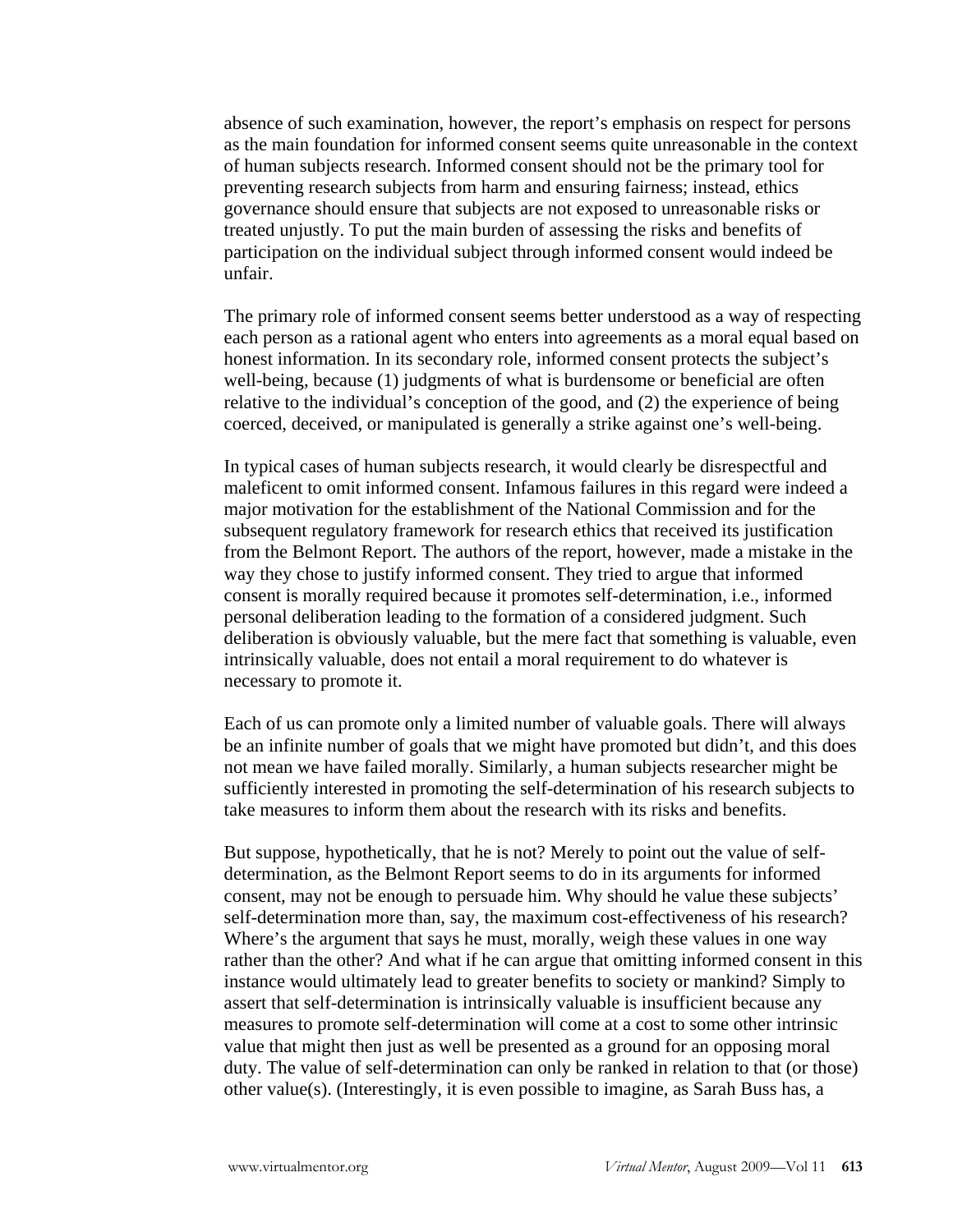absence of such examination, however, the report's emphasis on respect for persons as the main foundation for informed consent seems quite unreasonable in the context of human subjects research. Informed consent should not be the primary tool for preventing research subjects from harm and ensuring fairness; instead, ethics governance should ensure that subjects are not exposed to unreasonable risks or treated unjustly. To put the main burden of assessing the risks and benefits of participation on the individual subject through informed consent would indeed be unfair.

The primary role of informed consent seems better understood as a way of respecting each person as a rational agent who enters into agreements as a moral equal based on honest information. In its secondary role, informed consent protects the subject's well-being, because (1) judgments of what is burdensome or beneficial are often relative to the individual's conception of the good, and (2) the experience of being coerced, deceived, or manipulated is generally a strike against one's well-being.

In typical cases of human subjects research, it would clearly be disrespectful and maleficent to omit informed consent. Infamous failures in this regard were indeed a major motivation for the establishment of the National Commission and for the subsequent regulatory framework for research ethics that received its justification from the Belmont Report. The authors of the report, however, made a mistake in the way they chose to justify informed consent. They tried to argue that informed consent is morally required because it promotes self-determination, i.e., informed personal deliberation leading to the formation of a considered judgment. Such deliberation is obviously valuable, but the mere fact that something is valuable, even intrinsically valuable, does not entail a moral requirement to do whatever is necessary to promote it.

Each of us can promote only a limited number of valuable goals. There will always be an infinite number of goals that we might have promoted but didn't, and this does not mean we have failed morally. Similarly, a human subjects researcher might be sufficiently interested in promoting the self-determination of his research subjects to take measures to inform them about the research with its risks and benefits.

But suppose, hypothetically, that he is not? Merely to point out the value of self-determination, as the Belmont Report seems to do in its arguments for informed consent, may not be enough to persuade him. Why should he value these subjects' self-determination more than, say, the maximum cost-effectiveness of his research? Where's the argument that says he must, morally, weigh these values in one way rather than the other? And what if he can argue that omitting informed consent in this instance would ultimately lead to greater benefits to society or mankind? Simply to assert that self-determination is intrinsically valuable is insufficient because any measures to promote self-determination will come at a cost to some other intrinsic value that might then just as well be presented as a ground for an opposing moral duty. The value of self-determination can only be ranked in relation to that (or those) other value(s). (Interestingly, it is even possible to imagine, as Sarah Buss has, a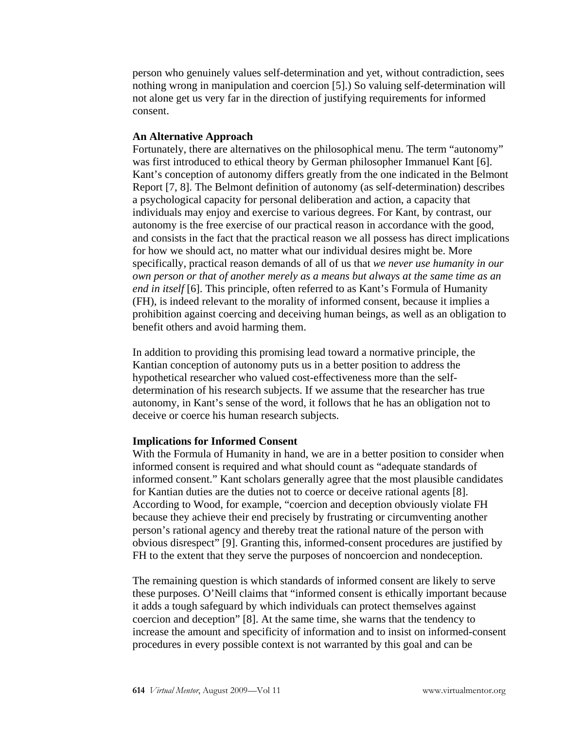person who genuinely values self-determination and yet, without contradiction, sees nothing wrong in manipulation and coercion [5].) So valuing self-determination will not alone get us very far in the direction of justifying requirements for informed consent.

**An Alternative Approach**

Fortunately, there are alternatives on the philosophical menu. The term "autonomy" was first introduced to ethical theory by German philosopher Immanuel Kant [6]. Kant's conception of autonomy differs greatly from the one indicated in the Belmont Report [7, 8]. The Belmont definition of autonomy (as self-determination) describes a psychological capacity for personal deliberation and action, a capacity that individuals may enjoy and exercise to various degrees. For Kant, by contrast, our autonomy is the free exercise of our practical reason in accordance with the good, and consists in the fact that the practical reason we all possess has direct implications for how we should act, no matter what our individual desires might be. More specifically, practical reason demands of all of us that *we never use humanity in our own person or that of another merely as a means but always at the same time as an end in itself* [6]. This principle, often referred to as Kant's Formula of Humanity (FH), is indeed relevant to the morality of informed consent, because it implies a prohibition against coercing and deceiving human beings, as well as an obligation to benefit others and avoid harming them.

In addition to providing this promising lead toward a normative principle, the Kantian conception of autonomy puts us in a better position to address the hypothetical researcher who valued cost-effectiveness more than the self-determination of his research subjects. If we assume that the researcher has true autonomy, in Kant's sense of the word, it follows that he has an obligation not to deceive or coerce his human research subjects.

**Implications for Informed Consent**

With the Formula of Humanity in hand, we are in a better position to consider when informed consent is required and what should count as "adequate standards of informed consent." Kant scholars generally agree that the most plausible candidates for Kantian duties are the duties not to coerce or deceive rational agents [8]. According to Wood, for example, "coercion and deception obviously violate FH because they achieve their end precisely by frustrating or circumventing another person's rational agency and thereby treat the rational nature of the person with obvious disrespect" [9]. Granting this, informed-consent procedures are justified by FH to the extent that they serve the purposes of noncoercion and nondeception.

The remaining question is which standards of informed consent are likely to serve these purposes. O'Neill claims that "informed consent is ethically important because it adds a tough safeguard by which individuals can protect themselves against coercion and deception" [8]. At the same time, she warns that the tendency to increase the amount and specificity of information and to insist on informed-consent procedures in every possible context is not warranted by this goal and can be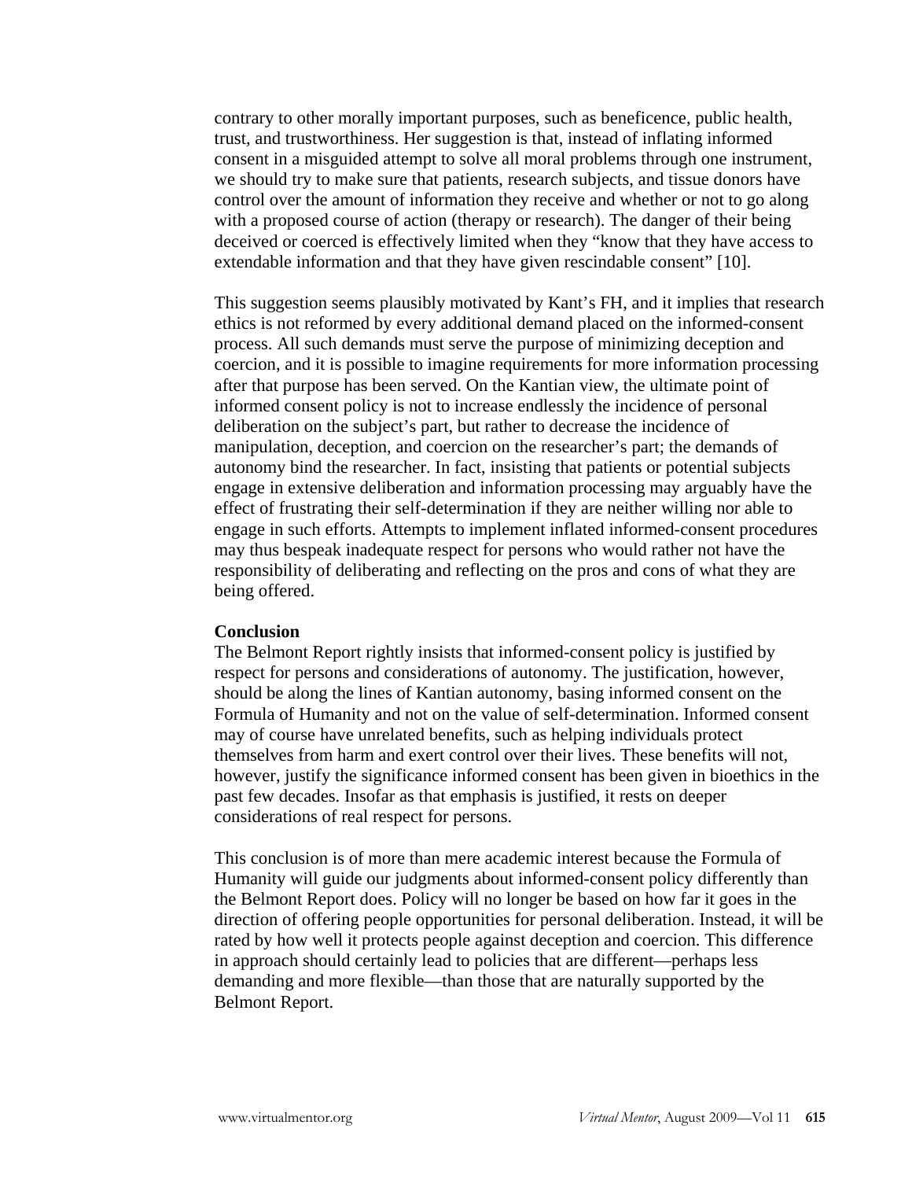contrary to other morally important purposes, such as beneficence, public health, trust, and trustworthiness. Her suggestion is that, instead of inflating informed consent in a misguided attempt to solve all moral problems through one instrument, we should try to make sure that patients, research subjects, and tissue donors have control over the amount of information they receive and whether or not to go along with a proposed course of action (therapy or research). The danger of their being deceived or coerced is effectively limited when they "know that they have access to extendable information and that they have given rescindable consent" [10].

This suggestion seems plausibly motivated by Kant's FH, and it implies that research ethics is not reformed by every additional demand placed on the informed-consent process. All such demands must serve the purpose of minimizing deception and coercion, and it is possible to imagine requirements for more information processing after that purpose has been served. On the Kantian view, the ultimate point of informed consent policy is not to increase endlessly the incidence of personal deliberation on the subject's part, but rather to decrease the incidence of manipulation, deception, and coercion on the researcher's part; the demands of autonomy bind the researcher. In fact, insisting that patients or potential subjects engage in extensive deliberation and information processing may arguably have the effect of frustrating their self-determination if they are neither willing nor able to engage in such efforts. Attempts to implement inflated informed-consent procedures may thus bespeak inadequate respect for persons who would rather not have the responsibility of deliberating and reflecting on the pros and cons of what they are being offered.

**Conclusion**

The Belmont Report rightly insists that informed-consent policy is justified by respect for persons and considerations of autonomy. The justification, however, should be along the lines of Kantian autonomy, basing informed consent on the Formula of Humanity and not on the value of self-determination. Informed consent may of course have unrelated benefits, such as helping individuals protect themselves from harm and exert control over their lives. These benefits will not, however, justify the significance informed consent has been given in bioethics in the past few decades. Insofar as that emphasis is justified, it rests on deeper considerations of real respect for persons.

This conclusion is of more than mere academic interest because the Formula of Humanity will guide our judgments about informed-consent policy differently than the Belmont Report does. Policy will no longer be based on how far it goes in the direction of offering people opportunities for personal deliberation. Instead, it will be rated by how well it protects people against deception and coercion. This difference in approach should certainly lead to policies that are different—perhaps less demanding and more flexible—than those that are naturally supported by the Belmont Report.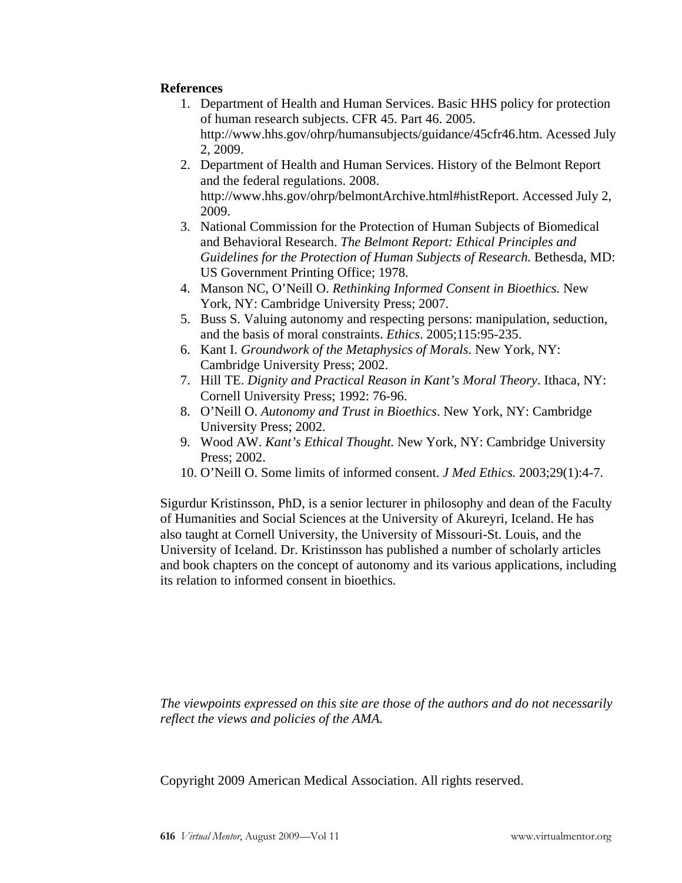**References**

1. Department of Health and Human Services. Basic HHS policy for protection of human research subjects. CFR 45. Part 46. 2005. http://www.hhs.gov/ohrp/humansubjects/guidance/45cfr46.htm. Acessed July 2, 2009.
2. Department of Health and Human Services. History of the Belmont Report and the federal regulations. 2008. http://www.hhs.gov/ohrp/belmontArchive.html#histReport. Accessed July 2, 2009.
3. National Commission for the Protection of Human Subjects of Biomedical and Behavioral Research. *The Belmont Report: Ethical Principles and Guidelines for the Protection of Human Subjects of Research.* Bethesda, MD: US Government Printing Office; 1978.
4. Manson NC, O'Neill O. *Rethinking Informed Consent in Bioethics.* New York, NY: Cambridge University Press; 2007.
5. Buss S. Valuing autonomy and respecting persons: manipulation, seduction, and the basis of moral constraints. *Ethics*. 2005;115:95-235.
6. Kant I. *Groundwork of the Metaphysics of Morals*. New York, NY: Cambridge University Press; 2002.
7. Hill TE. *Dignity and Practical Reason in Kant's Moral Theory*. Ithaca, NY: Cornell University Press; 1992: 76-96.
8. O'Neill O. *Autonomy and Trust in Bioethics*. New York, NY: Cambridge University Press; 2002.
9. Wood AW. *Kant's Ethical Thought.* New York, NY: Cambridge University Press; 2002.
10. O'Neill O. Some limits of informed consent. *J Med Ethics.* 2003;29(1):4-7.

Sigurdur Kristinsson, PhD, is a senior lecturer in philosophy and dean of the Faculty of Humanities and Social Sciences at the University of Akureyri, Iceland. He has also taught at Cornell University, the University of Missouri-St. Louis, and the University of Iceland. Dr. Kristinsson has published a number of scholarly articles and book chapters on the concept of autonomy and its various applications, including its relation to informed consent in bioethics.

*The viewpoints expressed on this site are those of the authors and do not necessarily reflect the views and policies of the AMA.*

Copyright 2009 American Medical Association. All rights reserved.